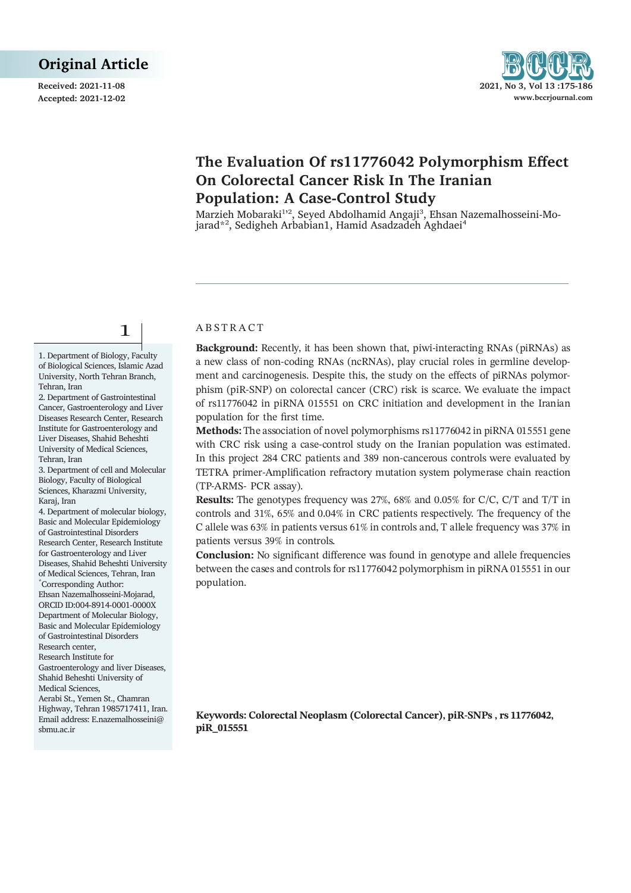Original Article

Received: 2021-11-08
Accepted: 2021-12-02

# The Evaluation Of rs11776042 Polymorphism Effect On Colorectal Cancer Risk In The Iranian Population: A Case-Control Study

Marzieh Mobaraki[1,2], Seyed Abdolhamid Angaji[3], Ehsan Nazemalhosseini-Mojarad*[2], Sedigheh Arbabian1, Hamid Asadzadeh Aghdaei[4]

1. Department of Biology, Faculty of Biological Sciences, Islamic Azad University, North Tehran Branch, Tehran, Iran
2. Department of Gastrointestinal Cancer, Gastroenterology and Liver Diseases Research Center, Research Institute for Gastroenterology and Liver Diseases, Shahid Beheshti University of Medical Sciences, Tehran, Iran
3. Department of cell and Molecular Biology, Faculty of Biological Sciences, Kharazmi University, Karaj, Iran
4. Department of molecular biology, Basic and Molecular Epidemiology of Gastrointestinal Disorders Research Center, Research Institute for Gastroenterology and Liver Diseases, Shahid Beheshti University of Medical Sciences, Tehran, Iran

*Corresponding Author:
Ehsan Nazemalhosseini-Mojarad,
ORCID ID:004-8914-0001-0000X
Department of Molecular Biology, Basic and Molecular Epidemiology of Gastrointestinal Disorders Research center,
Research Institute for Gastroenterology and liver Diseases, Shahid Beheshti University of Medical Sciences,
Aerabi St., Yemen St., Chamran Highway, Tehran 1985717411, Iran.
Email address: E.nazemalhosseini@sbmu.ac.ir

## ABSTRACT

**Background:** Recently, it has been shown that, piwi-interacting RNAs (piRNAs) as a new class of non-coding RNAs (ncRNAs), play crucial roles in germline development and carcinogenesis. Despite this, the study on the effects of piRNAs polymorphism (piR-SNP) on colorectal cancer (CRC) risk is scarce. We evaluate the impact of rs11776042 in piRNA 015551 on CRC initiation and development in the Iranian population for the first time.

**Methods:** The association of novel polymorphisms rs11776042 in piRNA 015551 gene with CRC risk using a case-control study on the Iranian population was estimated. In this project 284 CRC patients and 389 non-cancerous controls were evaluated by TETRA primer-Amplification refractory mutation system polymerase chain reaction (TP-ARMS- PCR assay).

**Results:** The genotypes frequency was 27%, 68% and 0.05% for C/C, C/T and T/T in controls and 31%, 65% and 0.04% in CRC patients respectively. The frequency of the C allele was 63% in patients versus 61% in controls and, T allele frequency was 37% in patients versus 39% in controls.

**Conclusion:** No significant difference was found in genotype and allele frequencies between the cases and controls for rs11776042 polymorphism in piRNA 015551 in our population.

**Keywords: Colorectal Neoplasm (Colorectal Cancer), piR-SNPs , rs 11776042, piR_015551**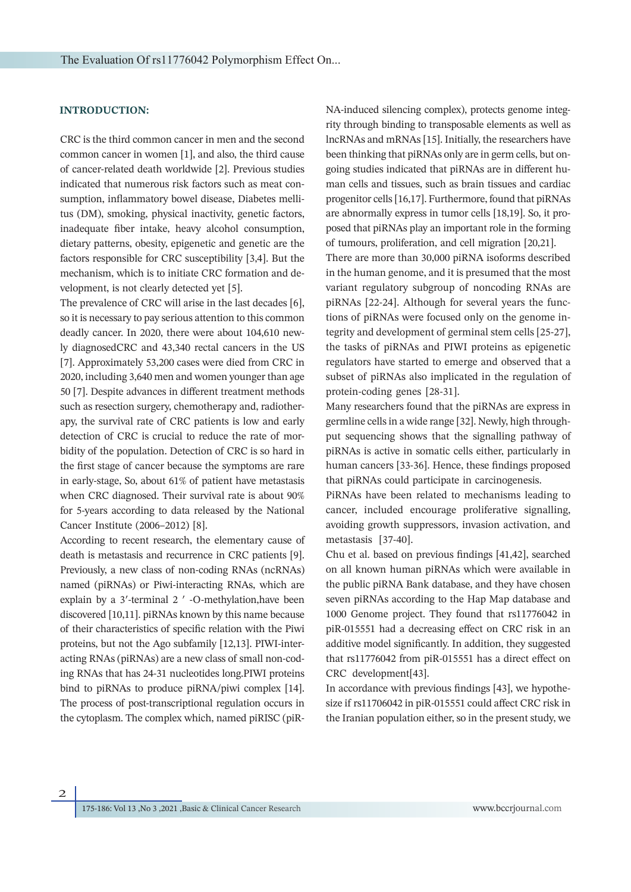## INTRODUCTION:

CRC is the third common cancer in men and the second common cancer in women [1], and also, the third cause of cancer-related death worldwide [2]. Previous studies indicated that numerous risk factors such as meat consumption, inflammatory bowel disease, Diabetes mellitus (DM), smoking, physical inactivity, genetic factors, inadequate fiber intake, heavy alcohol consumption, dietary patterns, obesity, epigenetic and genetic are the factors responsible for CRC susceptibility [3,4]. But the mechanism, which is to initiate CRC formation and development, is not clearly detected yet [5].

The prevalence of CRC will arise in the last decades [6], so it is necessary to pay serious attention to this common deadly cancer. In 2020, there were about 104,610 newly diagnosedCRC and 43,340 rectal cancers in the US [7]. Approximately 53,200 cases were died from CRC in 2020, including 3,640 men and women younger than age 50 [7]. Despite advances in different treatment methods such as resection surgery, chemotherapy and, radiotherapy, the survival rate of CRC patients is low and early detection of CRC is crucial to reduce the rate of morbidity of the population. Detection of CRC is so hard in the first stage of cancer because the symptoms are rare in early-stage, So, about 61% of patient have metastasis when CRC diagnosed. Their survival rate is about 90% for 5-years according to data released by the National Cancer Institute (2006–2012) [8].

According to recent research, the elementary cause of death is metastasis and recurrence in CRC patients [9]. Previously, a new class of non-coding RNAs (ncRNAs) named (piRNAs) or Piwi-interacting RNAs, which are explain by a 3′-terminal 2 ′ -O-methylation,have been discovered [10,11]. piRNAs known by this name because of their characteristics of specific relation with the Piwi proteins, but not the Ago subfamily [12,13]. PIWI-interacting RNAs (piRNAs) are a new class of small non-coding RNAs that has 24-31 nucleotides long.PIWI proteins bind to piRNAs to produce piRNA/piwi complex [14]. The process of post-transcriptional regulation occurs in the cytoplasm. The complex which, named piRISC (piRNA-induced silencing complex), protects genome integrity through binding to transposable elements as well as lncRNAs and mRNAs [15]. Initially, the researchers have been thinking that piRNAs only are in germ cells, but ongoing studies indicated that piRNAs are in different human cells and tissues, such as brain tissues and cardiac progenitor cells [16,17]. Furthermore, found that piRNAs are abnormally express in tumor cells [18,19]. So, it proposed that piRNAs play an important role in the forming of tumours, proliferation, and cell migration [20,21].

There are more than 30,000 piRNA isoforms described in the human genome, and it is presumed that the most variant regulatory subgroup of noncoding RNAs are piRNAs [22-24]. Although for several years the functions of piRNAs were focused only on the genome integrity and development of germinal stem cells [25-27], the tasks of piRNAs and PIWI proteins as epigenetic regulators have started to emerge and observed that a subset of piRNAs also implicated in the regulation of protein-coding genes [28-31].

Many researchers found that the piRNAs are express in germline cells in a wide range [32]. Newly, high throughput sequencing shows that the signalling pathway of piRNAs is active in somatic cells either, particularly in human cancers [33-36]. Hence, these findings proposed that piRNAs could participate in carcinogenesis.

PiRNAs have been related to mechanisms leading to cancer, included encourage proliferative signalling, avoiding growth suppressors, invasion activation, and metastasis [37-40].

Chu et al. based on previous findings [41,42], searched on all known human piRNAs which were available in the public piRNA Bank database, and they have chosen seven piRNAs according to the Hap Map database and 1000 Genome project. They found that rs11776042 in piR-015551 had a decreasing effect on CRC risk in an additive model significantly. In addition, they suggested that rs11776042 from piR-015551 has a direct effect on CRC development[43].

In accordance with previous findings [43], we hypothesize if rs11706042 in piR-015551 could affect CRC risk in the Iranian population either, so in the present study, we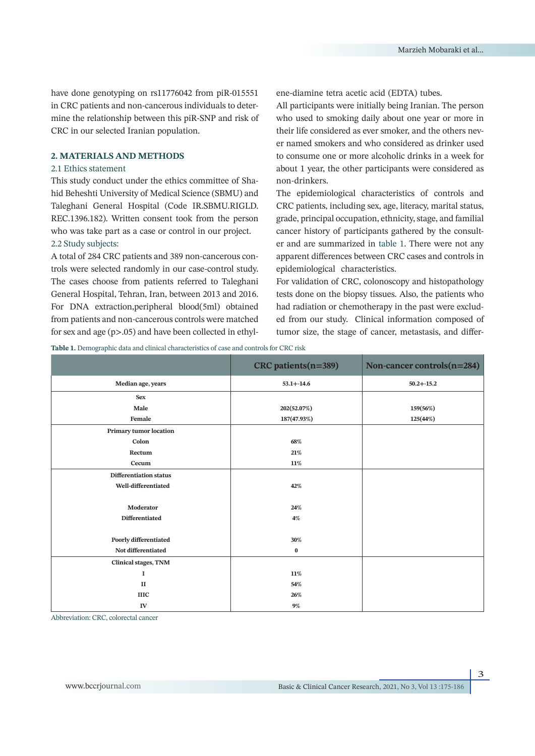have done genotyping on rs11776042 from piR-015551 in CRC patients and non-cancerous individuals to determine the relationship between this piR-SNP and risk of CRC in our selected Iranian population.

## 2. MATERIALS AND METHODS

### 2.1 Ethics statement

This study conduct under the ethics committee of Shahid Beheshti University of Medical Science (SBMU) and Taleghani General Hospital (Code IR.SBMU.RIGLD.REC.1396.182). Written consent took from the person who was take part as a case or control in our project.

### 2.2 Study subjects:

A total of 284 CRC patients and 389 non-cancerous controls were selected randomly in our case-control study. The cases choose from patients referred to Taleghani General Hospital, Tehran, Iran, between 2013 and 2016. For DNA extraction,peripheral blood(5ml) obtained from patients and non-cancerous controls were matched for sex and age (p>.05) and have been collected in ethylene-diamine tetra acetic acid (EDTA) tubes.

All participants were initially being Iranian. The person who used to smoking daily about one year or more in their life considered as ever smoker, and the others never named smokers and who considered as drinker used to consume one or more alcoholic drinks in a week for about 1 year, the other participants were considered as non-drinkers.

The epidemiological characteristics of controls and CRC patients, including sex, age, literacy, marital status, grade, principal occupation, ethnicity, stage, and familial cancer history of participants gathered by the consulter and are summarized in table 1. There were not any apparent differences between CRC cases and controls in epidemiological characteristics.

For validation of CRC, colonoscopy and histopathology tests done on the biopsy tissues. Also, the patients who had radiation or chemotherapy in the past were excluded from our study. Clinical information composed of tumor size, the stage of cancer, metastasis, and differ-

**Table 1.** Demographic data and clinical characteristics of case and controls for CRC risk

| | CRC patients(n=389) | Non-cancer controls(n=284) |
|---|---|---|
| **Median age, years** | 53.1+-14.6 | 50.2+-15.2 |
| **Sex** | | |
| **Male** | 202(52.07%) | 159(56%) |
| **Female** | 187(47.93%) | 125(44%) |
| **Primary tumor location** | | |
| **Colon** | 68% | |
| **Rectum** | 21% | |
| **Cecum** | 11% | |
| **Differentiation status** | | |
| **Well-differentiated** | 42% | |
| **Moderator** | 24% | |
| **Differentiated** | 4% | |
| **Poorly differentiated** | 30% | |
| **Not differentiated** | 0 | |
| **Clinical stages, TNM** | | |
| **I** | 11% | |
| **II** | 54% | |
| **IIIC** | 26% | |
| **IV** | 9% | |

Abbreviation: CRC, colorectal cancer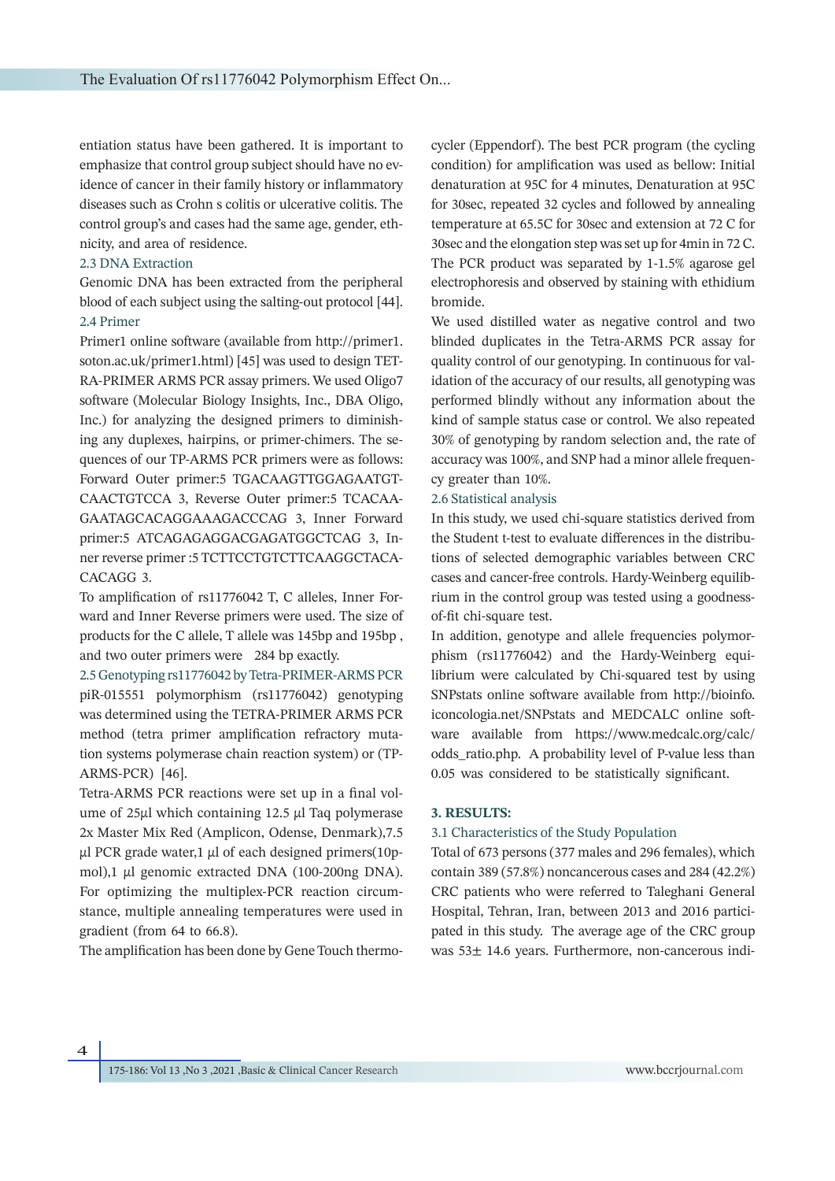entiation status have been gathered. It is important to emphasize that control group subject should have no evidence of cancer in their family history or inflammatory diseases such as Crohn s colitis or ulcerative colitis. The control group's and cases had the same age, gender, ethnicity, and area of residence.

### 2.3 DNA Extraction

Genomic DNA has been extracted from the peripheral blood of each subject using the salting-out protocol [44].

### 2.4 Primer

Primer1 online software (available from http://primer1.soton.ac.uk/primer1.html) [45] was used to design TETRA-PRIMER ARMS PCR assay primers. We used Oligo7 software (Molecular Biology Insights, Inc., DBA Oligo, Inc.) for analyzing the designed primers to diminishing any duplexes, hairpins, or primer-chimers. The sequences of our TP-ARMS PCR primers were as follows: Forward Outer primer:5 TGACAAGTTGGAGAATGTCAACTGTCCA 3, Reverse Outer primer:5 TCACAAGAATAGCACAGGAAAGACCCAG 3, Inner Forward primer:5 ATCAGAGAGGACGAGATGGCTCAG 3, Inner reverse primer :5 TCTTCCTGTCTTCAAGGCTACACACAGG 3.

To amplification of rs11776042 T, C alleles, Inner Forward and Inner Reverse primers were used. The size of products for the C allele, T allele was 145bp and 195bp , and two outer primers were 284 bp exactly.

### 2.5 Genotyping rs11776042 by Tetra-PRIMER-ARMS PCR

piR-015551 polymorphism (rs11776042) genotyping was determined using the TETRA-PRIMER ARMS PCR method (tetra primer amplification refractory mutation systems polymerase chain reaction system) or (TP-ARMS-PCR) [46].

Tetra-ARMS PCR reactions were set up in a final volume of 25µl which containing 12.5 µl Taq polymerase 2x Master Mix Red (Amplicon, Odense, Denmark),7.5 µl PCR grade water,1 µl of each designed primers(10pmol),1 µl genomic extracted DNA (100-200ng DNA). For optimizing the multiplex-PCR reaction circumstance, multiple annealing temperatures were used in gradient (from 64 to 66.8).

The amplification has been done by Gene Touch thermocycler (Eppendorf). The best PCR program (the cycling condition) for amplification was used as bellow: Initial denaturation at 95C for 4 minutes, Denaturation at 95C for 30sec, repeated 32 cycles and followed by annealing temperature at 65.5C for 30sec and extension at 72 C for 30sec and the elongation step was set up for 4min in 72 C. The PCR product was separated by 1-1.5% agarose gel electrophoresis and observed by staining with ethidium bromide.

We used distilled water as negative control and two blinded duplicates in the Tetra-ARMS PCR assay for quality control of our genotyping. In continuous for validation of the accuracy of our results, all genotyping was performed blindly without any information about the kind of sample status case or control. We also repeated 30% of genotyping by random selection and, the rate of accuracy was 100%, and SNP had a minor allele frequency greater than 10%.

### 2.6 Statistical analysis

In this study, we used chi-square statistics derived from the Student t-test to evaluate differences in the distributions of selected demographic variables between CRC cases and cancer-free controls. Hardy-Weinberg equilibrium in the control group was tested using a goodness-of-fit chi-square test.

In addition, genotype and allele frequencies polymorphism (rs11776042) and the Hardy-Weinberg equilibrium were calculated by Chi-squared test by using SNPstats online software available from http://bioinfo.iconcologia.net/SNPstats and MEDCALC online software available from https://www.medcalc.org/calc/odds_ratio.php. A probability level of P-value less than 0.05 was considered to be statistically significant.

## 3. RESULTS:

### 3.1 Characteristics of the Study Population

Total of 673 persons (377 males and 296 females), which contain 389 (57.8%) noncancerous cases and 284 (42.2%) CRC patients who were referred to Taleghani General Hospital, Tehran, Iran, between 2013 and 2016 participated in this study. The average age of the CRC group was 53± 14.6 years. Furthermore, non-cancerous indi-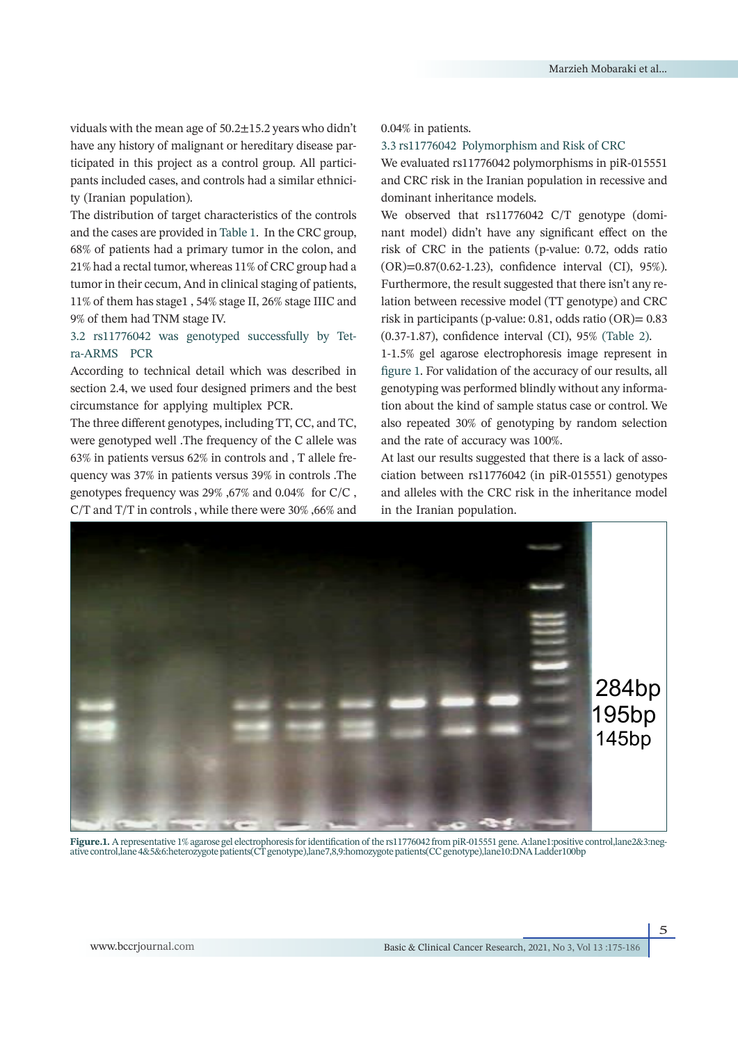viduals with the mean age of 50.2±15.2 years who didn't have any history of malignant or hereditary disease participated in this project as a control group. All participants included cases, and controls had a similar ethnicity (Iranian population).

The distribution of target characteristics of the controls and the cases are provided in Table 1. In the CRC group, 68% of patients had a primary tumor in the colon, and 21% had a rectal tumor, whereas 11% of CRC group had a tumor in their cecum, And in clinical staging of patients, 11% of them has stage1 , 54% stage II, 26% stage IIIC and 9% of them had TNM stage IV.

### 3.2 rs11776042 was genotyped successfully by Tetra-ARMS PCR

According to technical detail which was described in section 2.4, we used four designed primers and the best circumstance for applying multiplex PCR.

The three different genotypes, including TT, CC, and TC, were genotyped well .The frequency of the C allele was 63% in patients versus 62% in controls and , T allele frequency was 37% in patients versus 39% in controls .The genotypes frequency was 29% ,67% and 0.04% for C/C , C/T and T/T in controls , while there were 30% ,66% and 0.04% in patients.

### 3.3 rs11776042 Polymorphism and Risk of CRC

We evaluated rs11776042 polymorphisms in piR-015551 and CRC risk in the Iranian population in recessive and dominant inheritance models.

We observed that rs11776042 C/T genotype (dominant model) didn't have any significant effect on the risk of CRC in the patients (p-value: 0.72, odds ratio (OR)=0.87(0.62-1.23), confidence interval (CI), 95%). Furthermore, the result suggested that there isn't any relation between recessive model (TT genotype) and CRC risk in participants (p-value: 0.81, odds ratio (OR)= 0.83 (0.37-1.87), confidence interval (CI), 95% (Table 2).

1-1.5% gel agarose electrophoresis image represent in figure 1. For validation of the accuracy of our results, all genotyping was performed blindly without any information about the kind of sample status case or control. We also repeated 30% of genotyping by random selection and the rate of accuracy was 100%.

At last our results suggested that there is a lack of association between rs11776042 (in piR-015551) genotypes and alleles with the CRC risk in the inheritance model in the Iranian population.

284bp
195bp
145bp

**Figure.1.** A representative 1% agarose gel electrophoresis for identification of the rs11776042 from piR-015551 gene. A:lane1:positive control,lane2&3:negative control,lane 4&5&6:heterozygote patients(CT genotype),lane7,8,9:homozygote patients(CC genotype),lane10:DNA Ladder100bp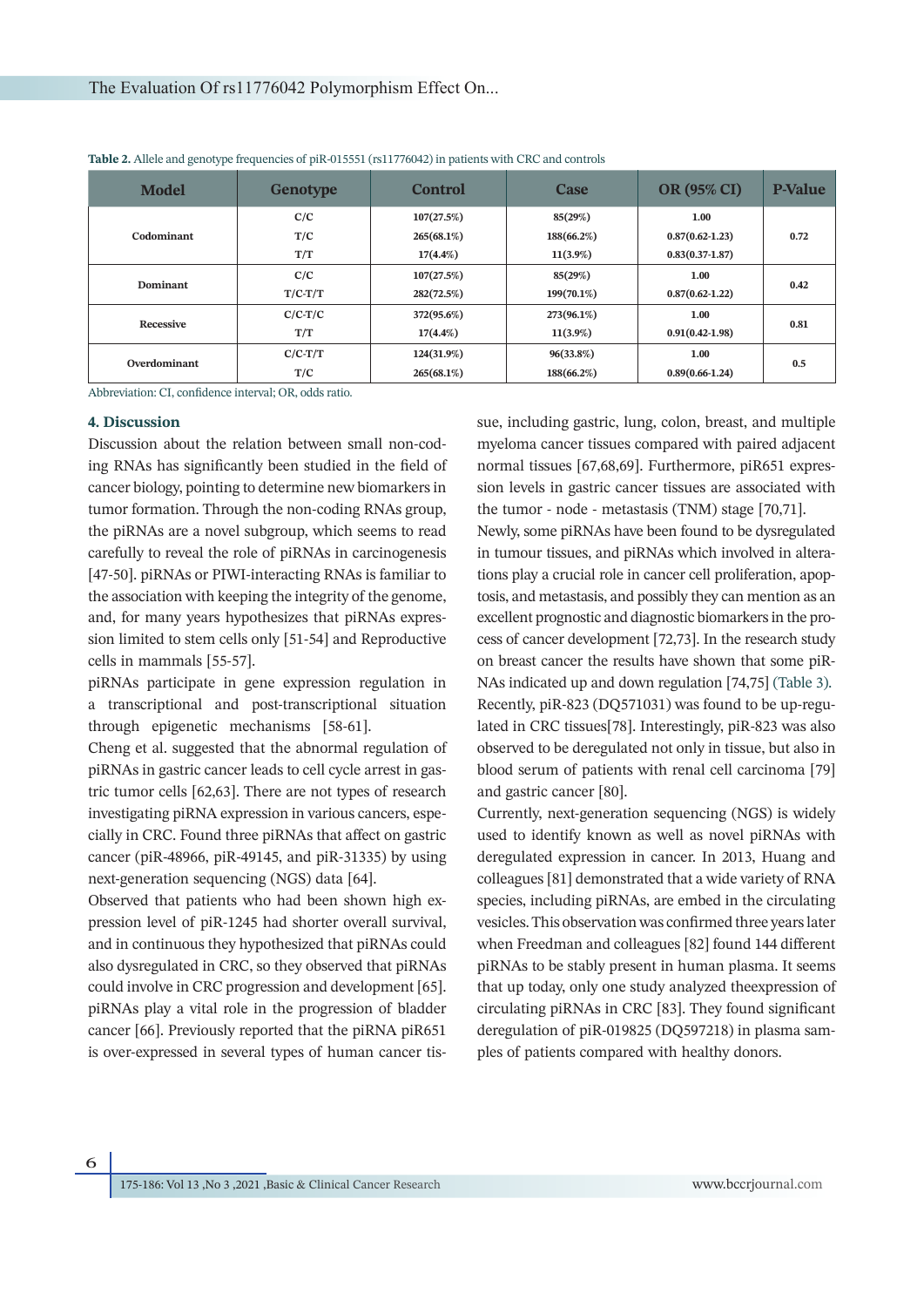**Table 2.** Allele and genotype frequencies of piR-015551 (rs11776042) in patients with CRC and controls

| Model | Genotype | Control | Case | OR (95% CI) | P-Value |
|---|---|---|---|---|---|
| Codominant | C/C | 107(27.5%) | 85(29%) | 1.00 | 0.72 |
| | T/C | 265(68.1%) | 188(66.2%) | 0.87(0.62-1.23) | |
| | T/T | 17(4.4%) | 11(3.9%) | 0.83(0.37-1.87) | |
| Dominant | C/C | 107(27.5%) | 85(29%) | 1.00 | 0.42 |
| | T/C-T/T | 282(72.5%) | 199(70.1%) | 0.87(0.62-1.22) | |
| Recessive | C/C-T/C | 372(95.6%) | 273(96.1%) | 1.00 | 0.81 |
| | T/T | 17(4.4%) | 11(3.9%) | 0.91(0.42-1.98) | |
| Overdominant | C/C-T/T | 124(31.9%) | 96(33.8%) | 1.00 | 0.5 |
| | T/C | 265(68.1%) | 188(66.2%) | 0.89(0.66-1.24) | |

Abbreviation: CI, confidence interval; OR, odds ratio.

## 4. Discussion

Discussion about the relation between small non-coding RNAs has significantly been studied in the field of cancer biology, pointing to determine new biomarkers in tumor formation. Through the non-coding RNAs group, the piRNAs are a novel subgroup, which seems to read carefully to reveal the role of piRNAs in carcinogenesis [47-50]. piRNAs or PIWI-interacting RNAs is familiar to the association with keeping the integrity of the genome, and, for many years hypothesizes that piRNAs expression limited to stem cells only [51-54] and Reproductive cells in mammals [55-57].

piRNAs participate in gene expression regulation in a transcriptional and post-transcriptional situation through epigenetic mechanisms [58-61].

Cheng et al. suggested that the abnormal regulation of piRNAs in gastric cancer leads to cell cycle arrest in gastric tumor cells [62,63]. There are not types of research investigating piRNA expression in various cancers, especially in CRC. Found three piRNAs that affect on gastric cancer (piR-48966, piR-49145, and piR-31335) by using next-generation sequencing (NGS) data [64].

Observed that patients who had been shown high expression level of piR-1245 had shorter overall survival, and in continuous they hypothesized that piRNAs could also dysregulated in CRC, so they observed that piRNAs could involve in CRC progression and development [65]. piRNAs play a vital role in the progression of bladder cancer [66]. Previously reported that the piRNA piR651 is over-expressed in several types of human cancer tissue, including gastric, lung, colon, breast, and multiple myeloma cancer tissues compared with paired adjacent normal tissues [67,68,69]. Furthermore, piR651 expression levels in gastric cancer tissues are associated with the tumor - node - metastasis (TNM) stage [70,71].

Newly, some piRNAs have been found to be dysregulated in tumour tissues, and piRNAs which involved in alterations play a crucial role in cancer cell proliferation, apoptosis, and metastasis, and possibly they can mention as an excellent prognostic and diagnostic biomarkers in the process of cancer development [72,73]. In the research study on breast cancer the results have shown that some piRNAs indicated up and down regulation [74,75] (Table 3). Recently, piR-823 (DQ571031) was found to be up-regulated in CRC tissues[78]. Interestingly, piR-823 was also observed to be deregulated not only in tissue, but also in blood serum of patients with renal cell carcinoma [79] and gastric cancer [80].

Currently, next-generation sequencing (NGS) is widely used to identify known as well as novel piRNAs with deregulated expression in cancer. In 2013, Huang and colleagues [81] demonstrated that a wide variety of RNA species, including piRNAs, are embed in the circulating vesicles. This observation was confirmed three years later when Freedman and colleagues [82] found 144 different piRNAs to be stably present in human plasma. It seems that up today, only one study analyzed theexpression of circulating piRNAs in CRC [83]. They found significant deregulation of piR-019825 (DQ597218) in plasma samples of patients compared with healthy donors.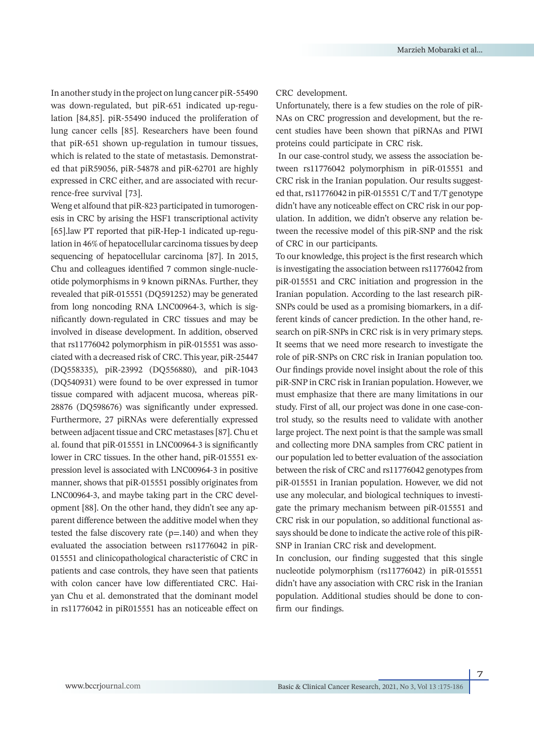In another study in the project on lung cancer piR-55490 was down-regulated, but piR-651 indicated up-regulation [84,85]. piR-55490 induced the proliferation of lung cancer cells [85]. Researchers have been found that piR-651 shown up-regulation in tumour tissues, which is related to the state of metastasis. Demonstrated that piR59056, piR-54878 and piR-62701 are highly expressed in CRC either, and are associated with recurrence-free survival [73].

Weng et alfound that piR-823 participated in tumorogenesis in CRC by arising the HSF1 transcriptional activity [65].law PT reported that piR-Hep-1 indicated up-regulation in 46% of hepatocellular carcinoma tissues by deep sequencing of hepatocellular carcinoma [87]. In 2015, Chu and colleagues identified 7 common single-nucleotide polymorphisms in 9 known piRNAs. Further, they revealed that piR-015551 (DQ591252) may be generated from long noncoding RNA LNC00964-3, which is significantly down-regulated in CRC tissues and may be involved in disease development. In addition, observed that rs11776042 polymorphism in piR-015551 was associated with a decreased risk of CRC. This year, piR-25447 (DQ558335), piR-23992 (DQ556880), and piR-1043 (DQ540931) were found to be over expressed in tumor tissue compared with adjacent mucosa, whereas piR-28876 (DQ598676) was significantly under expressed. Furthermore, 27 piRNAs were deferentially expressed between adjacent tissue and CRC metastases [87]. Chu et al. found that piR-015551 in LNC00964-3 is significantly lower in CRC tissues. In the other hand, piR-015551 expression level is associated with LNC00964-3 in positive manner, shows that piR-015551 possibly originates from LNC00964-3, and maybe taking part in the CRC development [88]. On the other hand, they didn't see any apparent difference between the additive model when they tested the false discovery rate (p=.140) and when they evaluated the association between rs11776042 in piR-015551 and clinicopathological characteristic of CRC in patients and case controls, they have seen that patients with colon cancer have low differentiated CRC. Haiyan Chu et al. demonstrated that the dominant model in rs11776042 in piR015551 has an noticeable effect on CRC development.

Unfortunately, there is a few studies on the role of piRNAs on CRC progression and development, but the recent studies have been shown that piRNAs and PIWI proteins could participate in CRC risk.

In our case-control study, we assess the association between rs11776042 polymorphism in piR-015551 and CRC risk in the Iranian population. Our results suggested that, rs11776042 in piR-015551 C/T and T/T genotype didn't have any noticeable effect on CRC risk in our population. In addition, we didn't observe any relation between the recessive model of this piR-SNP and the risk of CRC in our participants.

To our knowledge, this project is the first research which is investigating the association between rs11776042 from piR-015551 and CRC initiation and progression in the Iranian population. According to the last research piR-SNPs could be used as a promising biomarkers, in a different kinds of cancer prediction. In the other hand, research on piR-SNPs in CRC risk is in very primary steps. It seems that we need more research to investigate the role of piR-SNPs on CRC risk in Iranian population too. Our findings provide novel insight about the role of this piR-SNP in CRC risk in Iranian population. However, we must emphasize that there are many limitations in our study. First of all, our project was done in one case-control study, so the results need to validate with another large project. The next point is that the sample was small and collecting more DNA samples from CRC patient in our population led to better evaluation of the association between the risk of CRC and rs11776042 genotypes from piR-015551 in Iranian population. However, we did not use any molecular, and biological techniques to investigate the primary mechanism between piR-015551 and CRC risk in our population, so additional functional assays should be done to indicate the active role of this piR-SNP in Iranian CRC risk and development.

In conclusion, our finding suggested that this single nucleotide polymorphism (rs11776042) in piR-015551 didn't have any association with CRC risk in the Iranian population. Additional studies should be done to confirm our findings.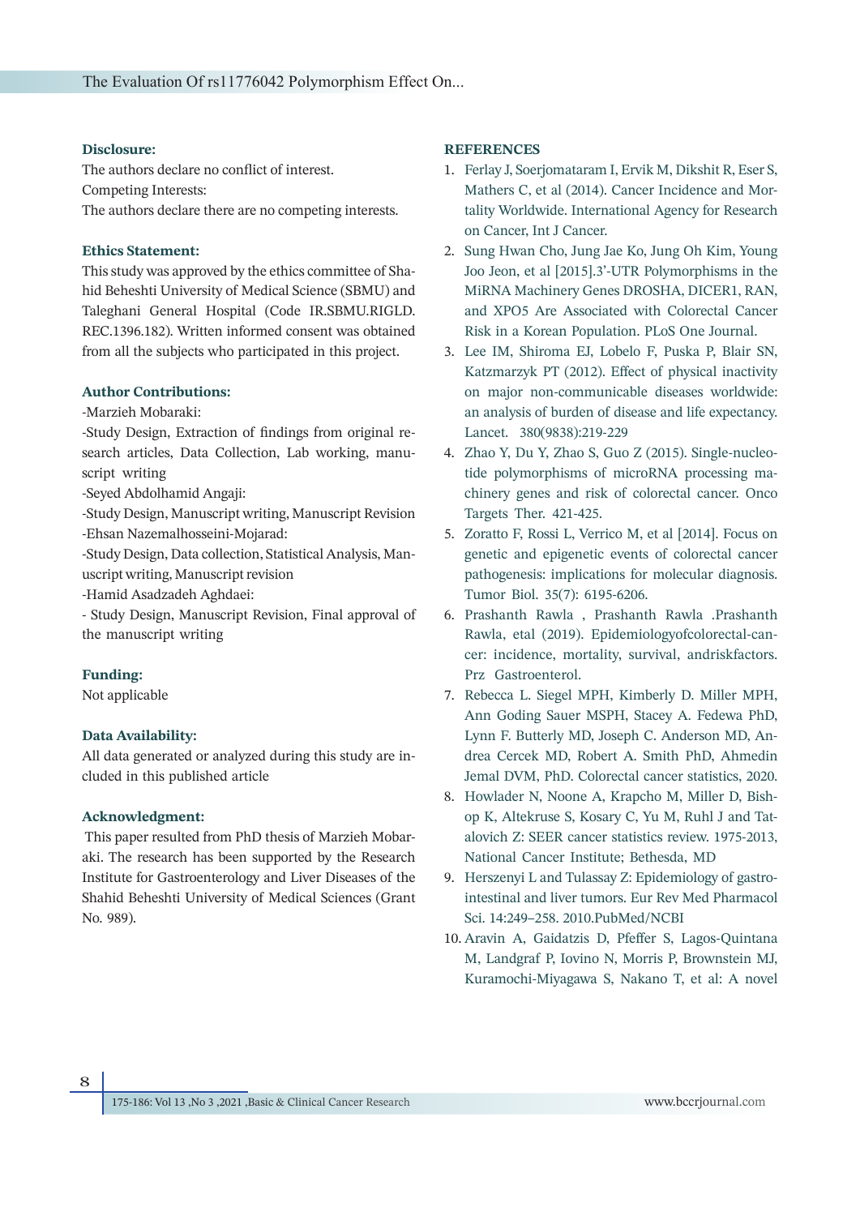### Disclosure:

The authors declare no conflict of interest.

Competing Interests:

The authors declare there are no competing interests.

### Ethics Statement:

This study was approved by the ethics committee of Shahid Beheshti University of Medical Science (SBMU) and Taleghani General Hospital (Code IR.SBMU.RIGLD.REC.1396.182). Written informed consent was obtained from all the subjects who participated in this project.

### Author Contributions:

-Marzieh Mobaraki:

-Study Design, Extraction of findings from original research articles, Data Collection, Lab working, manuscript writing

-Seyed Abdolhamid Angaji:

-Study Design, Manuscript writing, Manuscript Revision

-Ehsan Nazemalhosseini-Mojarad:

-Study Design, Data collection, Statistical Analysis, Manuscript writing, Manuscript revision

-Hamid Asadzadeh Aghdaei:

- Study Design, Manuscript Revision, Final approval of the manuscript writing

### Funding:

Not applicable

### Data Availability:

All data generated or analyzed during this study are included in this published article

### Acknowledgment:

This paper resulted from PhD thesis of Marzieh Mobaraki. The research has been supported by the Research Institute for Gastroenterology and Liver Diseases of the Shahid Beheshti University of Medical Sciences (Grant No. 989).

### REFERENCES

1. Ferlay J, Soerjomataram I, Ervik M, Dikshit R, Eser S, Mathers C, et al (2014). Cancer Incidence and Mortality Worldwide. International Agency for Research on Cancer, Int J Cancer.
2. Sung Hwan Cho, Jung Jae Ko, Jung Oh Kim, Young Joo Jeon, et al [2015].3'-UTR Polymorphisms in the MiRNA Machinery Genes DROSHA, DICER1, RAN, and XPO5 Are Associated with Colorectal Cancer Risk in a Korean Population. PLoS One Journal.
3. Lee IM, Shiroma EJ, Lobelo F, Puska P, Blair SN, Katzmarzyk PT (2012). Effect of physical inactivity on major non-communicable diseases worldwide: an analysis of burden of disease and life expectancy. Lancet. 380(9838):219-229
4. Zhao Y, Du Y, Zhao S, Guo Z (2015). Single-nucleotide polymorphisms of microRNA processing machinery genes and risk of colorectal cancer. Onco Targets Ther. 421-425.
5. Zoratto F, Rossi L, Verrico M, et al [2014]. Focus on genetic and epigenetic events of colorectal cancer pathogenesis: implications for molecular diagnosis. Tumor Biol. 35(7): 6195-6206.
6. Prashanth Rawla , Prashanth Rawla .Prashanth Rawla, etal (2019). Epidemiologyofcolorectal-cancer: incidence, mortality, survival, andriskfactors. Prz Gastroenterol.
7. Rebecca L. Siegel MPH, Kimberly D. Miller MPH, Ann Goding Sauer MSPH, Stacey A. Fedewa PhD, Lynn F. Butterly MD, Joseph C. Anderson MD, Andrea Cercek MD, Robert A. Smith PhD, Ahmedin Jemal DVM, PhD. Colorectal cancer statistics, 2020.
8. Howlader N, Noone A, Krapcho M, Miller D, Bishop K, Altekruse S, Kosary C, Yu M, Ruhl J and Tatalovich Z: SEER cancer statistics review. 1975-2013, National Cancer Institute; Bethesda, MD
9. Herszenyi L and Tulassay Z: Epidemiology of gastrointestinal and liver tumors. Eur Rev Med Pharmacol Sci. 14:249–258. 2010.PubMed/NCBI
10. Aravin A, Gaidatzis D, Pfeffer S, Lagos-Quintana M, Landgraf P, Iovino N, Morris P, Brownstein MJ, Kuramochi-Miyagawa S, Nakano T, et al: A novel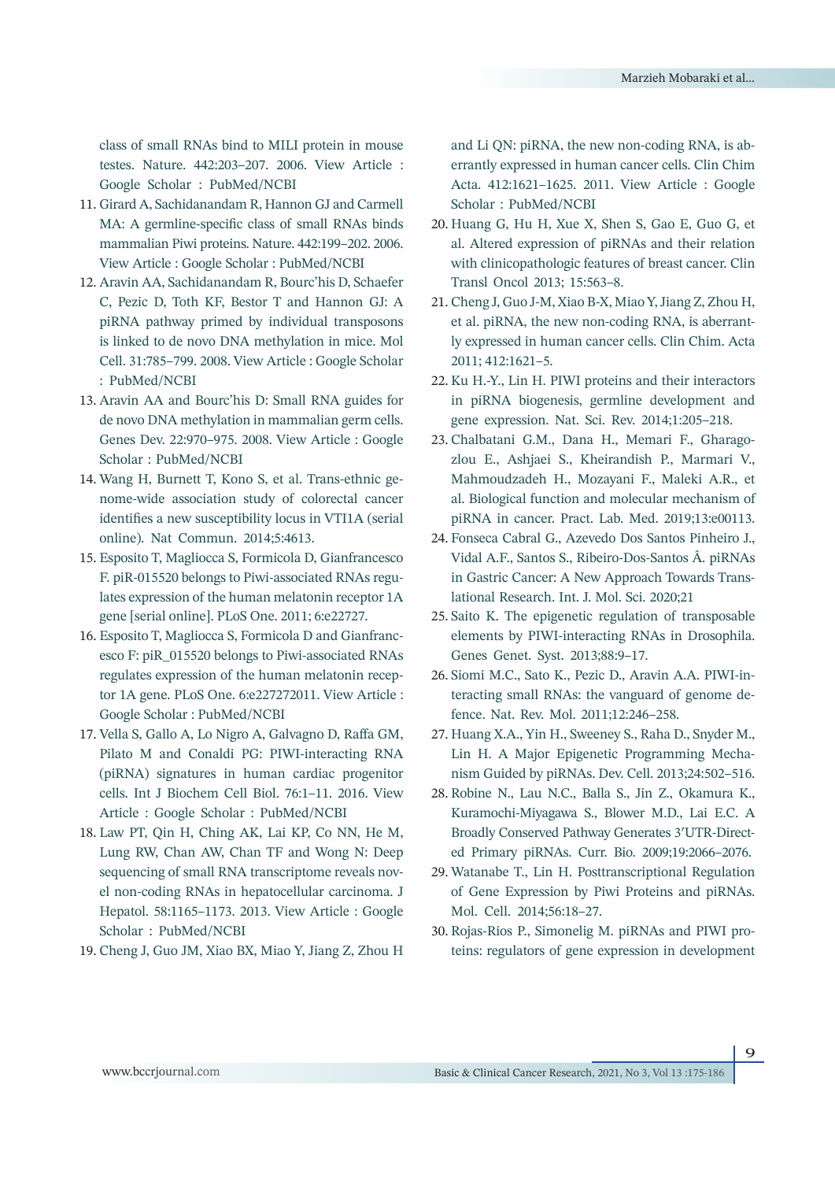class of small RNAs bind to MILI protein in mouse testes. Nature. 442:203–207. 2006. View Article : Google Scholar : PubMed/NCBI

11. Girard A, Sachidanandam R, Hannon GJ and Carmell MA: A germline-specific class of small RNAs binds mammalian Piwi proteins. Nature. 442:199–202. 2006. View Article : Google Scholar : PubMed/NCBI
12. Aravin AA, Sachidanandam R, Bourc'his D, Schaefer C, Pezic D, Toth KF, Bestor T and Hannon GJ: A piRNA pathway primed by individual transposons is linked to de novo DNA methylation in mice. Mol Cell. 31:785–799. 2008. View Article : Google Scholar : PubMed/NCBI
13. Aravin AA and Bourc'his D: Small RNA guides for de novo DNA methylation in mammalian germ cells. Genes Dev. 22:970–975. 2008. View Article : Google Scholar : PubMed/NCBI
14. Wang H, Burnett T, Kono S, et al. Trans-ethnic genome-wide association study of colorectal cancer identifies a new susceptibility locus in VTI1A (serial online). Nat Commun. 2014;5:4613.
15. Esposito T, Magliocca S, Formicola D, Gianfrancesco F. piR-015520 belongs to Piwi-associated RNAs regulates expression of the human melatonin receptor 1A gene [serial online]. PLoS One. 2011; 6:e22727.
16. Esposito T, Magliocca S, Formicola D and Gianfrancesco F: piR_015520 belongs to Piwi-associated RNAs regulates expression of the human melatonin receptor 1A gene. PLoS One. 6:e227272011. View Article : Google Scholar : PubMed/NCBI
17. Vella S, Gallo A, Lo Nigro A, Galvagno D, Raffa GM, Pilato M and Conaldi PG: PIWI-interacting RNA (piRNA) signatures in human cardiac progenitor cells. Int J Biochem Cell Biol. 76:1–11. 2016. View Article : Google Scholar : PubMed/NCBI
18. Law PT, Qin H, Ching AK, Lai KP, Co NN, He M, Lung RW, Chan AW, Chan TF and Wong N: Deep sequencing of small RNA transcriptome reveals novel non-coding RNAs in hepatocellular carcinoma. J Hepatol. 58:1165–1173. 2013. View Article : Google Scholar : PubMed/NCBI
19. Cheng J, Guo JM, Xiao BX, Miao Y, Jiang Z, Zhou H and Li QN: piRNA, the new non-coding RNA, is aberrantly expressed in human cancer cells. Clin Chim Acta. 412:1621–1625. 2011. View Article : Google Scholar : PubMed/NCBI
20. Huang G, Hu H, Xue X, Shen S, Gao E, Guo G, et al. Altered expression of piRNAs and their relation with clinicopathologic features of breast cancer. Clin Transl Oncol 2013; 15:563–8.
21. Cheng J, Guo J-M, Xiao B-X, Miao Y, Jiang Z, Zhou H, et al. piRNA, the new non-coding RNA, is aberrantly expressed in human cancer cells. Clin Chim. Acta 2011; 412:1621–5.
22. Ku H.-Y., Lin H. PIWI proteins and their interactors in piRNA biogenesis, germline development and gene expression. Nat. Sci. Rev. 2014;1:205–218.
23. Chalbatani G.M., Dana H., Memari F., Gharagozlou E., Ashjaei S., Kheirandish P., Marmari V., Mahmoudzadeh H., Mozayani F., Maleki A.R., et al. Biological function and molecular mechanism of piRNA in cancer. Pract. Lab. Med. 2019;13:e00113.
24. Fonseca Cabral G., Azevedo Dos Santos Pinheiro J., Vidal A.F., Santos S., Ribeiro-Dos-Santos Â. piRNAs in Gastric Cancer: A New Approach Towards Translational Research. Int. J. Mol. Sci. 2020;21
25. Saito K. The epigenetic regulation of transposable elements by PIWI-interacting RNAs in Drosophila. Genes Genet. Syst. 2013;88:9–17.
26. Siomi M.C., Sato K., Pezic D., Aravin A.A. PIWI-interacting small RNAs: the vanguard of genome defence. Nat. Rev. Mol. 2011;12:246–258.
27. Huang X.A., Yin H., Sweeney S., Raha D., Snyder M., Lin H. A Major Epigenetic Programming Mechanism Guided by piRNAs. Dev. Cell. 2013;24:502–516.
28. Robine N., Lau N.C., Balla S., Jin Z., Okamura K., Kuramochi-Miyagawa S., Blower M.D., Lai E.C. A Broadly Conserved Pathway Generates 3′UTR-Directed Primary piRNAs. Curr. Bio. 2009;19:2066–2076.
29. Watanabe T., Lin H. Posttranscriptional Regulation of Gene Expression by Piwi Proteins and piRNAs. Mol. Cell. 2014;56:18–27.
30. Rojas-Ríos P., Simonelig M. piRNAs and PIWI proteins: regulators of gene expression in development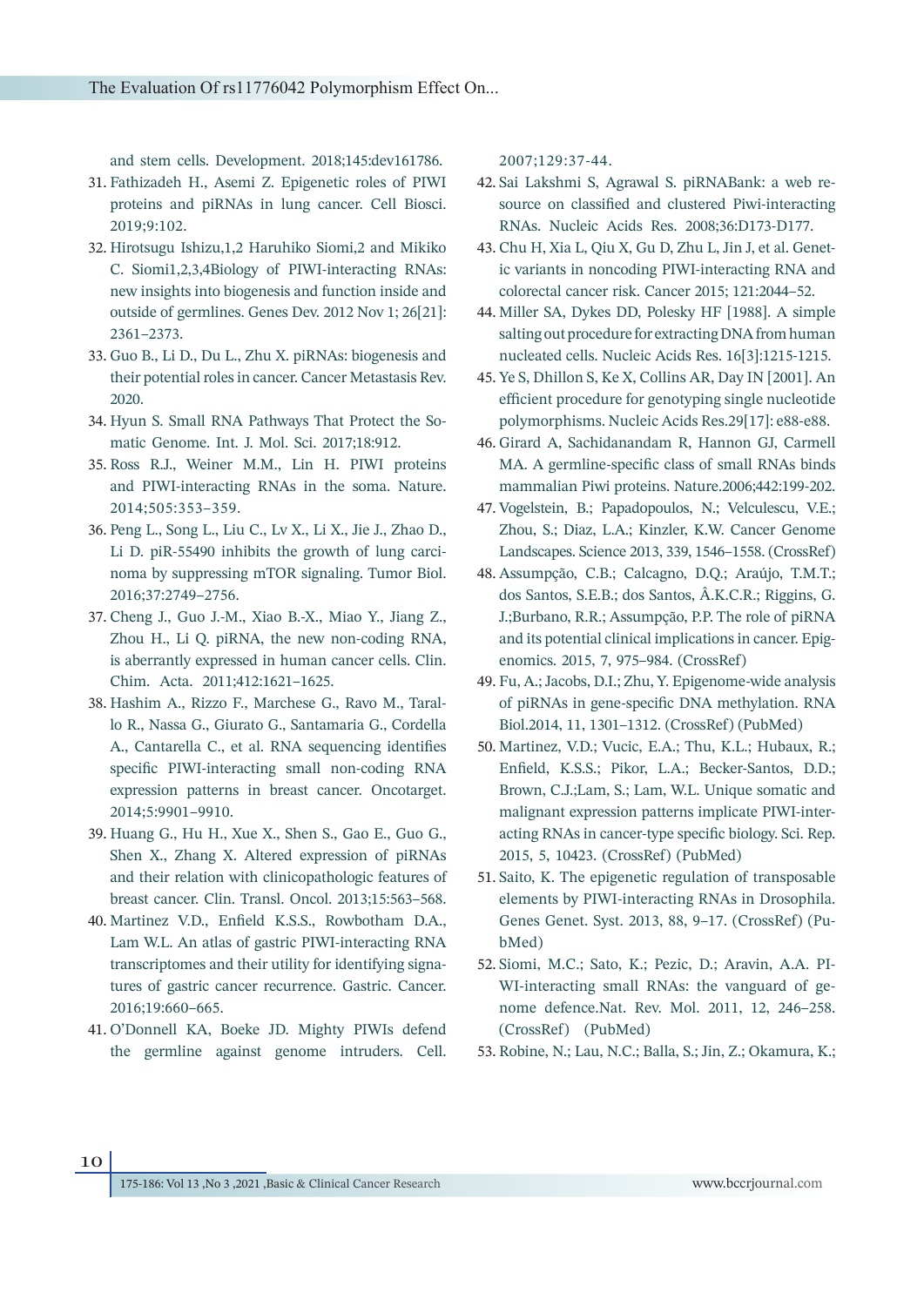and stem cells. Development. 2018;145:dev161786.

31. Fathizadeh H., Asemi Z. Epigenetic roles of PIWI proteins and piRNAs in lung cancer. Cell Biosci. 2019;9:102.
32. Hirotsugu Ishizu,1,2 Haruhiko Siomi,2 and Mikiko C. Siomi1,2,3,4Biology of PIWI-interacting RNAs: new insights into biogenesis and function inside and outside of germlines. Genes Dev. 2012 Nov 1; 26[21]: 2361–2373.
33. Guo B., Li D., Du L., Zhu X. piRNAs: biogenesis and their potential roles in cancer. Cancer Metastasis Rev. 2020.
34. Hyun S. Small RNA Pathways That Protect the Somatic Genome. Int. J. Mol. Sci. 2017;18:912.
35. Ross R.J., Weiner M.M., Lin H. PIWI proteins and PIWI-interacting RNAs in the soma. Nature. 2014;505:353–359.
36. Peng L., Song L., Liu C., Lv X., Li X., Jie J., Zhao D., Li D. piR-55490 inhibits the growth of lung carcinoma by suppressing mTOR signaling. Tumor Biol. 2016;37:2749–2756.
37. Cheng J., Guo J.-M., Xiao B.-X., Miao Y., Jiang Z., Zhou H., Li Q. piRNA, the new non-coding RNA, is aberrantly expressed in human cancer cells. Clin. Chim. Acta. 2011;412:1621–1625.
38. Hashim A., Rizzo F., Marchese G., Ravo M., Tarallo R., Nassa G., Giurato G., Santamaria G., Cordella A., Cantarella C., et al. RNA sequencing identifies specific PIWI-interacting small non-coding RNA expression patterns in breast cancer. Oncotarget. 2014;5:9901–9910.
39. Huang G., Hu H., Xue X., Shen S., Gao E., Guo G., Shen X., Zhang X. Altered expression of piRNAs and their relation with clinicopathologic features of breast cancer. Clin. Transl. Oncol. 2013;15:563–568.
40. Martinez V.D., Enfield K.S.S., Rowbotham D.A., Lam W.L. An atlas of gastric PIWI-interacting RNA transcriptomes and their utility for identifying signatures of gastric cancer recurrence. Gastric. Cancer. 2016;19:660–665.
41. O'Donnell KA, Boeke JD. Mighty PIWIs defend the germline against genome intruders. Cell. 2007;129:37-44.
42. Sai Lakshmi S, Agrawal S. piRNABank: a web resource on classified and clustered Piwi-interacting RNAs. Nucleic Acids Res. 2008;36:D173-D177.
43. Chu H, Xia L, Qiu X, Gu D, Zhu L, Jin J, et al. Genetic variants in noncoding PIWI-interacting RNA and colorectal cancer risk. Cancer 2015; 121:2044–52.
44. Miller SA, Dykes DD, Polesky HF [1988]. A simple salting out procedure for extracting DNA from human nucleated cells. Nucleic Acids Res. 16[3]:1215-1215.
45. Ye S, Dhillon S, Ke X, Collins AR, Day IN [2001]. An efficient procedure for genotyping single nucleotide polymorphisms. Nucleic Acids Res.29[17]: e88-e88.
46. Girard A, Sachidanandam R, Hannon GJ, Carmell MA. A germline-specific class of small RNAs binds mammalian Piwi proteins. Nature.2006;442:199-202.
47. Vogelstein, B.; Papadopoulos, N.; Velculescu, V.E.; Zhou, S.; Diaz, L.A.; Kinzler, K.W. Cancer Genome Landscapes. Science 2013, 339, 1546–1558. (CrossRef)
48. Assumpção, C.B.; Calcagno, D.Q.; Araújo, T.M.T.; dos Santos, S.E.B.; dos Santos, Â.K.C.R.; Riggins, G. J.;Burbano, R.R.; Assumpção, P.P. The role of piRNA and its potential clinical implications in cancer. Epigenomics. 2015, 7, 975–984. (CrossRef)
49. Fu, A.; Jacobs, D.I.; Zhu, Y. Epigenome-wide analysis of piRNAs in gene-specific DNA methylation. RNA Biol.2014, 11, 1301–1312. (CrossRef) (PubMed)
50. Martinez, V.D.; Vucic, E.A.; Thu, K.L.; Hubaux, R.; Enfield, K.S.S.; Pikor, L.A.; Becker-Santos, D.D.; Brown, C.J.;Lam, S.; Lam, W.L. Unique somatic and malignant expression patterns implicate PIWI-interacting RNAs in cancer-type specific biology. Sci. Rep. 2015, 5, 10423. (CrossRef) (PubMed)
51. Saito, K. The epigenetic regulation of transposable elements by PIWI-interacting RNAs in Drosophila. Genes Genet. Syst. 2013, 88, 9–17. (CrossRef) (PubMed)
52. Siomi, M.C.; Sato, K.; Pezic, D.; Aravin, A.A. PIWI-interacting small RNAs: the vanguard of genome defence.Nat. Rev. Mol. 2011, 12, 246–258. (CrossRef) (PubMed)
53. Robine, N.; Lau, N.C.; Balla, S.; Jin, Z.; Okamura, K.;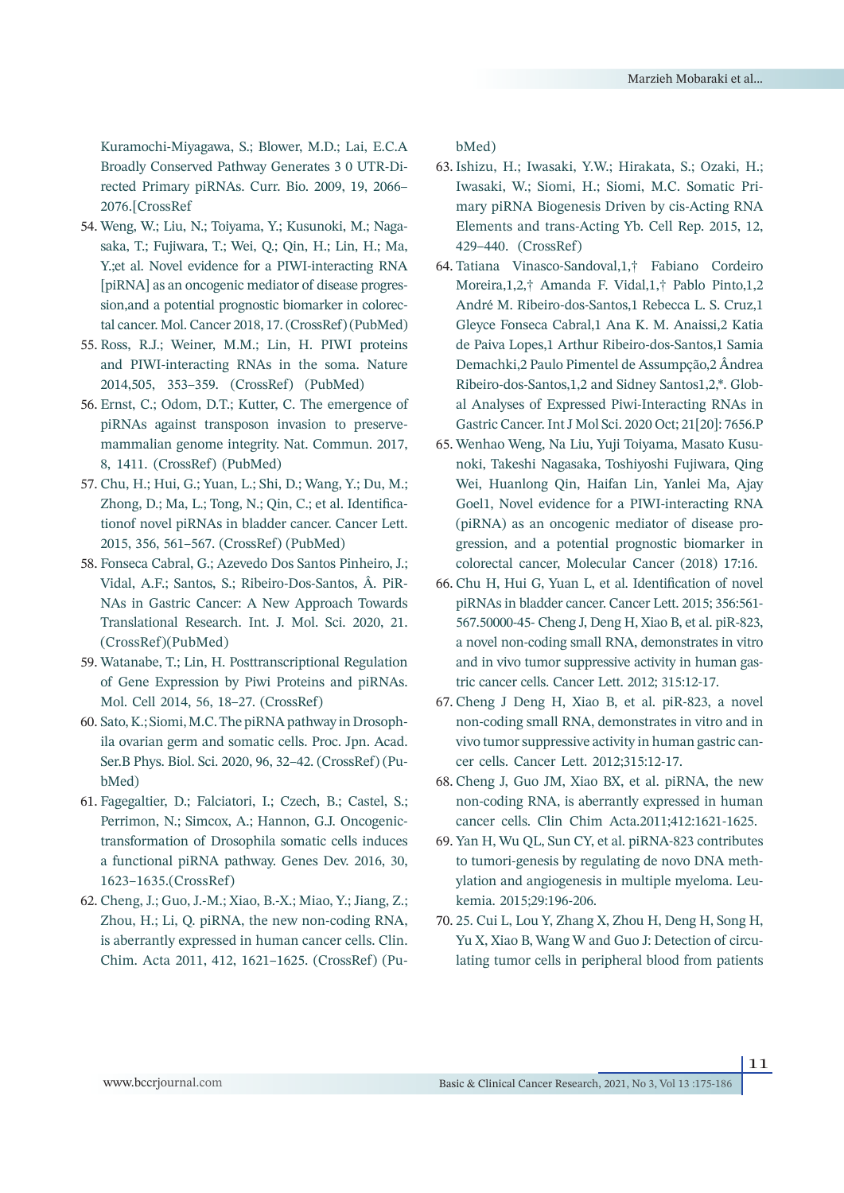Kuramochi-Miyagawa, S.; Blower, M.D.; Lai, E.C.A Broadly Conserved Pathway Generates 3 0 UTR-Directed Primary piRNAs. Curr. Bio. 2009, 19, 2066–2076.[CrossRef

54. Weng, W.; Liu, N.; Toiyama, Y.; Kusunoki, M.; Nagasaka, T.; Fujiwara, T.; Wei, Q.; Qin, H.; Lin, H.; Ma, Y.;et al. Novel evidence for a PIWI-interacting RNA [piRNA] as an oncogenic mediator of disease progression,and a potential prognostic biomarker in colorectal cancer. Mol. Cancer 2018, 17. (CrossRef) (PubMed)
55. Ross, R.J.; Weiner, M.M.; Lin, H. PIWI proteins and PIWI-interacting RNAs in the soma. Nature 2014,505, 353–359. (CrossRef) (PubMed)
56. Ernst, C.; Odom, D.T.; Kutter, C. The emergence of piRNAs against transposon invasion to preservemammalian genome integrity. Nat. Commun. 2017, 8, 1411. (CrossRef) (PubMed)
57. Chu, H.; Hui, G.; Yuan, L.; Shi, D.; Wang, Y.; Du, M.; Zhong, D.; Ma, L.; Tong, N.; Qin, C.; et al. Identificationof novel piRNAs in bladder cancer. Cancer Lett. 2015, 356, 561–567. (CrossRef) (PubMed)
58. Fonseca Cabral, G.; Azevedo Dos Santos Pinheiro, J.; Vidal, A.F.; Santos, S.; Ribeiro-Dos-Santos, Â. PiRNAs in Gastric Cancer: A New Approach Towards Translational Research. Int. J. Mol. Sci. 2020, 21. (CrossRef)(PubMed)
59. Watanabe, T.; Lin, H. Posttranscriptional Regulation of Gene Expression by Piwi Proteins and piRNAs. Mol. Cell 2014, 56, 18–27. (CrossRef)
60. Sato, K.; Siomi, M.C. The piRNA pathway in Drosophila ovarian germ and somatic cells. Proc. Jpn. Acad. Ser.B Phys. Biol. Sci. 2020, 96, 32–42. (CrossRef) (PubMed)
61. Fagegaltier, D.; Falciatori, I.; Czech, B.; Castel, S.; Perrimon, N.; Simcox, A.; Hannon, G.J. Oncogenic-transformation of Drosophila somatic cells induces a functional piRNA pathway. Genes Dev. 2016, 30, 1623–1635.(CrossRef)
62. Cheng, J.; Guo, J.-M.; Xiao, B.-X.; Miao, Y.; Jiang, Z.; Zhou, H.; Li, Q. piRNA, the new non-coding RNA, is aberrantly expressed in human cancer cells. Clin. Chim. Acta 2011, 412, 1621–1625. (CrossRef) (PubMed)
63. Ishizu, H.; Iwasaki, Y.W.; Hirakata, S.; Ozaki, H.; Iwasaki, W.; Siomi, H.; Siomi, M.C. Somatic Primary piRNA Biogenesis Driven by cis-Acting RNA Elements and trans-Acting Yb. Cell Rep. 2015, 12, 429–440. (CrossRef)
64. Tatiana Vinasco-Sandoval,1,† Fabiano Cordeiro Moreira,1,2,† Amanda F. Vidal,1,† Pablo Pinto,1,2 André M. Ribeiro-dos-Santos,1 Rebecca L. S. Cruz,1 Gleyce Fonseca Cabral,1 Ana K. M. Anaissi,2 Katia de Paiva Lopes,1 Arthur Ribeiro-dos-Santos,1 Samia Demachki,2 Paulo Pimentel de Assumpção,2 Ândrea Ribeiro-dos-Santos,1,2 and Sidney Santos1,2,*. Global Analyses of Expressed Piwi-Interacting RNAs in Gastric Cancer. Int J Mol Sci. 2020 Oct; 21[20]: 7656.P
65. Wenhao Weng, Na Liu, Yuji Toiyama, Masato Kusunoki, Takeshi Nagasaka, Toshiyoshi Fujiwara, Qing Wei, Huanlong Qin, Haifan Lin, Yanlei Ma, Ajay Goel1, Novel evidence for a PIWI-interacting RNA (piRNA) as an oncogenic mediator of disease progression, and a potential prognostic biomarker in colorectal cancer, Molecular Cancer (2018) 17:16.
66. Chu H, Hui G, Yuan L, et al. Identification of novel piRNAs in bladder cancer. Cancer Lett. 2015; 356:561-567.50000-45- Cheng J, Deng H, Xiao B, et al. piR-823, a novel non-coding small RNA, demonstrates in vitro and in vivo tumor suppressive activity in human gastric cancer cells. Cancer Lett. 2012; 315:12-17.
67. Cheng J Deng H, Xiao B, et al. piR-823, a novel non-coding small RNA, demonstrates in vitro and in vivo tumor suppressive activity in human gastric cancer cells. Cancer Lett. 2012;315:12-17.
68. Cheng J, Guo JM, Xiao BX, et al. piRNA, the new non-coding RNA, is aberrantly expressed in human cancer cells. Clin Chim Acta.2011;412:1621-1625.
69. Yan H, Wu QL, Sun CY, et al. piRNA-823 contributes to tumori-genesis by regulating de novo DNA methylation and angiogenesis in multiple myeloma. Leukemia. 2015;29:196-206.
70. 25. Cui L, Lou Y, Zhang X, Zhou H, Deng H, Song H, Yu X, Xiao B, Wang W and Guo J: Detection of circulating tumor cells in peripheral blood from patients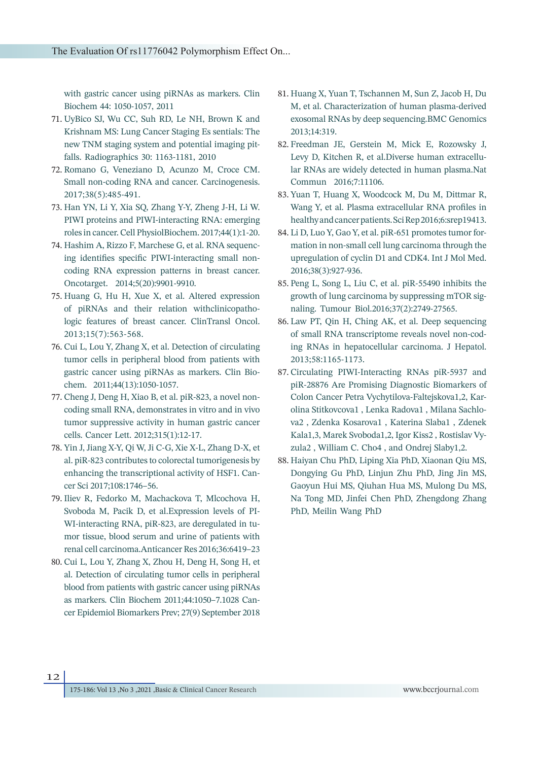with gastric cancer using piRNAs as markers. Clin Biochem 44: 1050-1057, 2011

71. UyBico SJ, Wu CC, Suh RD, Le NH, Brown K and Krishnam MS: Lung Cancer Staging Es sentials: The new TNM staging system and potential imaging pitfalls. Radiographics 30: 1163-1181, 2010
72. Romano G, Veneziano D, Acunzo M, Croce CM. Small non-coding RNA and cancer. Carcinogenesis. 2017;38(5):485-491.
73. Han YN, Li Y, Xia SQ, Zhang Y-Y, Zheng J-H, Li W. PIWI proteins and PIWI-interacting RNA: emerging roles in cancer. Cell PhysiolBiochem. 2017;44(1):1-20.
74. Hashim A, Rizzo F, Marchese G, et al. RNA sequencing identifies specific PIWI-interacting small non-coding RNA expression patterns in breast cancer. Oncotarget. 2014;5(20):9901-9910.
75. Huang G, Hu H, Xue X, et al. Altered expression of piRNAs and their relation withclinicopathologic features of breast cancer. ClinTransl Oncol. 2013;15(7):563-568.
76. Cui L, Lou Y, Zhang X, et al. Detection of circulating tumor cells in peripheral blood from patients with gastric cancer using piRNAs as markers. Clin Biochem. 2011;44(13):1050-1057.
77. Cheng J, Deng H, Xiao B, et al. piR-823, a novel non-coding small RNA, demonstrates in vitro and in vivo tumor suppressive activity in human gastric cancer cells. Cancer Lett. 2012;315(1):12-17.
78. Yin J, Jiang X-Y, Qi W, Ji C-G, Xie X-L, Zhang D-X, et al. piR-823 contributes to colorectal tumorigenesis by enhancing the transcriptional activity of HSF1. Cancer Sci 2017;108:1746–56.
79. Iliev R, Fedorko M, Machackova T, Mlcochova H, Svoboda M, Pacik D, et al.Expression levels of PIWI-interacting RNA, piR-823, are deregulated in tumor tissue, blood serum and urine of patients with renal cell carcinoma.Anticancer Res 2016;36:6419–23
80. Cui L, Lou Y, Zhang X, Zhou H, Deng H, Song H, et al. Detection of circulating tumor cells in peripheral blood from patients with gastric cancer using piRNAs as markers. Clin Biochem 2011;44:1050–7.1028 Cancer Epidemiol Biomarkers Prev; 27(9) September 2018
81. Huang X, Yuan T, Tschannen M, Sun Z, Jacob H, Du M, et al. Characterization of human plasma-derived exosomal RNAs by deep sequencing.BMC Genomics 2013;14:319.
82. Freedman JE, Gerstein M, Mick E, Rozowsky J, Levy D, Kitchen R, et al.Diverse human extracellular RNAs are widely detected in human plasma.Nat Commun 2016;7:11106.
83. Yuan T, Huang X, Woodcock M, Du M, Dittmar R, Wang Y, et al. Plasma extracellular RNA profiles in healthyand cancer patients. Sci Rep 2016;6:srep19413.
84. Li D, Luo Y, Gao Y, et al. piR-651 promotes tumor formation in non-small cell lung carcinoma through the upregulation of cyclin D1 and CDK4. Int J Mol Med. 2016;38(3):927-936.
85. Peng L, Song L, Liu C, et al. piR-55490 inhibits the growth of lung carcinoma by suppressing mTOR signaling. Tumour Biol.2016;37(2):2749-27565.
86. Law PT, Qin H, Ching AK, et al. Deep sequencing of small RNA transcriptome reveals novel non-coding RNAs in hepatocellular carcinoma. J Hepatol. 2013;58:1165-1173.
87. Circulating PIWI-Interacting RNAs piR-5937 and piR-28876 Are Promising Diagnostic Biomarkers of Colon Cancer Petra Vychytilova-Faltejskova1,2, Karolina Stitkovcova1 , Lenka Radova1 , Milana Sachlova2 , Zdenka Kosarova1 , Katerina Slaba1 , Zdenek Kala1,3, Marek Svoboda1,2, Igor Kiss2 , Rostislav Vyzula2 , William C. Cho4 , and Ondrej Slaby1,2.
88. Haiyan Chu PhD, Liping Xia PhD, Xiaonan Qiu MS, Dongying Gu PhD, Linjun Zhu PhD, Jing Jin MS, Gaoyun Hui MS, Qiuhan Hua MS, Mulong Du MS, Na Tong MD, Jinfei Chen PhD, Zhengdong Zhang PhD, Meilin Wang PhD